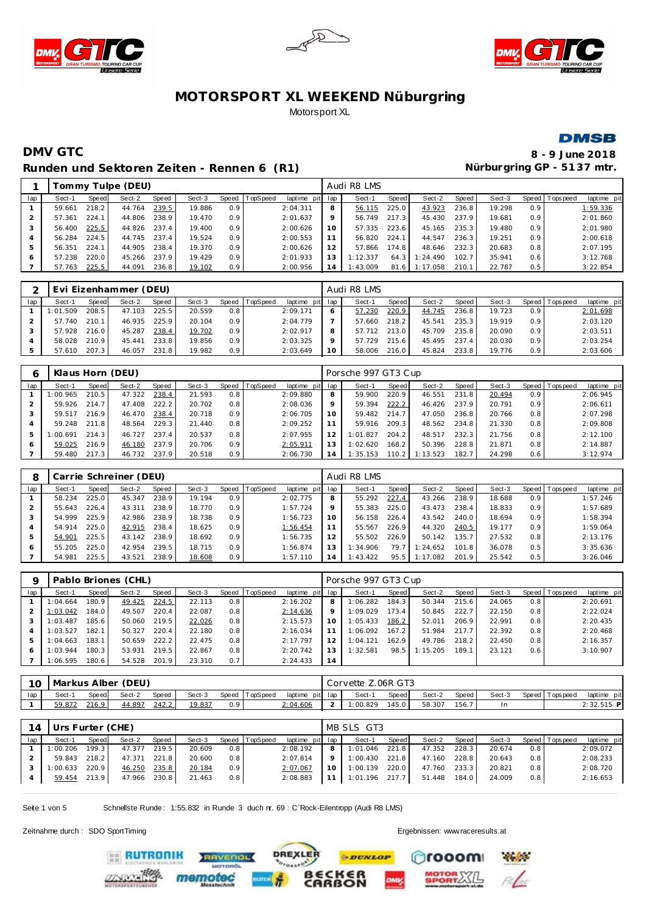# MOTORSPORT XL WEEKEND Nüburgring

Motorsport XL

## DMV GTC

**8 - 9 June 2018**

## Runden und Sektoren Zeiten - Rennen 6 (R1)

**Nürburgring GP - 5137 mtr.**

| 1 | Tommy Tulpe (DEU) | | | | | | | | | Audi R8 LMS | | | | | | | | |
|---|---|---|---|---|---|---|---|---|---|---|---|---|---|---|---|---|---|---|
| lap | Sect-1 | Speed | Sect-2 | Speed | Sect-3 | Speed | TopSpeed | laptime pit | lap | Sect-1 | Speed | Sect-2 | Speed | Sect-3 | Speed | Topspeed | laptime pit |
| 1 | 59.661 | 218.2 | 44.764 | 239.5 | 19.886 | 0.9 | | 2:04.311 | 8 | 56.115 | 225.0 | 43.923 | 236.8 | 19.298 | 0.9 | | 1:59.336 |
| 2 | 57.361 | 224.1 | 44.806 | 238.9 | 19.470 | 0.9 | | 2:01.637 | 9 | 56.749 | 217.3 | 45.430 | 237.9 | 19.681 | 0.9 | | 2:01.860 |
| 3 | 56.400 | 225.5 | 44.826 | 237.4 | 19.400 | 0.9 | | 2:00.626 | 10 | 57.335 | 223.6 | 45.165 | 235.3 | 19.480 | 0.9 | | 2:01.980 |
| 4 | 56.284 | 224.5 | 44.745 | 237.4 | 19.524 | 0.9 | | 2:00.553 | 11 | 56.820 | 224.1 | 44.547 | 236.3 | 19.251 | 0.9 | | 2:00.618 |
| 5 | 56.351 | 224.1 | 44.905 | 238.4 | 19.370 | 0.9 | | 2:00.626 | 12 | 57.866 | 174.8 | 48.646 | 232.3 | 20.683 | 0.8 | | 2:07.195 |
| 6 | 57.238 | 220.0 | 45.266 | 237.9 | 19.429 | 0.9 | | 2:01.933 | 13 | 1:12.337 | 64.3 | 1:24.490 | 102.7 | 35.941 | 0.6 | | 3:12.768 |
| 7 | 57.763 | 225.5 | 44.091 | 236.8 | 19.102 | 0.9 | | 2:00.956 | 14 | 1:43.009 | 81.6 | 1:17.058 | 210.1 | 22.787 | 0.5 | | 3:22.854 |

| 2 | Evi Eizenhammer (DEU) | | | | | | | | | Audi R8 LMS | | | | | | | | |
|---|---|---|---|---|---|---|---|---|---|---|---|---|---|---|---|---|---|---|
| lap | Sect-1 | Speed | Sect-2 | Speed | Sect-3 | Speed | TopSpeed | laptime pit | lap | Sect-1 | Speed | Sect-2 | Speed | Sect-3 | Speed | Topspeed | laptime pit |
| 1 | 1:01.509 | 208.5 | 47.103 | 225.5 | 20.559 | 0.8 | | 2:09.171 | 6 | 57.230 | 220.9 | 44.745 | 236.8 | 19.723 | 0.9 | | 2:01.698 |
| 2 | 57.740 | 210.1 | 46.935 | 225.9 | 20.104 | 0.9 | | 2:04.779 | 7 | 57.660 | 218.2 | 45.541 | 235.3 | 19.919 | 0.9 | | 2:03.120 |
| 3 | 57.928 | 216.0 | 45.287 | 238.4 | 19.702 | 0.9 | | 2:02.917 | 8 | 57.712 | 213.0 | 45.709 | 235.8 | 20.090 | 0.9 | | 2:03.511 |
| 4 | 58.028 | 210.9 | 45.441 | 233.8 | 19.856 | 0.9 | | 2:03.325 | 9 | 57.729 | 215.6 | 45.495 | 237.4 | 20.030 | 0.9 | | 2:03.254 |
| 5 | 57.610 | 207.3 | 46.057 | 231.8 | 19.982 | 0.9 | | 2:03.649 | 10 | 58.006 | 216.0 | 45.824 | 233.8 | 19.776 | 0.9 | | 2:03.606 |

| 6 | Klaus Horn (DEU) | | | | | | | | | Porsche 997 GT3 Cup | | | | | | | | |
|---|---|---|---|---|---|---|---|---|---|---|---|---|---|---|---|---|---|---|
| lap | Sect-1 | Speed | Sect-2 | Speed | Sect-3 | Speed | TopSpeed | laptime pit | lap | Sect-1 | Speed | Sect-2 | Speed | Sect-3 | Speed | Topspeed | laptime pit |
| 1 | 1:00.965 | 210.5 | 47.322 | 238.4 | 21.593 | 0.8 | | 2:09.880 | 8 | 59.900 | 220.9 | 46.551 | 231.8 | 20.494 | 0.9 | | 2:06.945 |
| 2 | 59.926 | 214.7 | 47.408 | 222.2 | 20.702 | 0.8 | | 2:08.036 | 9 | 59.394 | 222.2 | 46.426 | 237.9 | 20.791 | 0.9 | | 2:06.611 |
| 3 | 59.517 | 216.9 | 46.470 | 238.4 | 20.718 | 0.9 | | 2:06.705 | 10 | 59.482 | 214.7 | 47.050 | 236.8 | 20.766 | 0.8 | | 2:07.298 |
| 4 | 59.248 | 211.8 | 48.564 | 229.3 | 21.440 | 0.8 | | 2:09.252 | 11 | 59.916 | 209.3 | 48.562 | 234.8 | 21.330 | 0.8 | | 2:09.808 |
| 5 | 1:00.691 | 214.3 | 46.727 | 237.4 | 20.537 | 0.8 | | 2:07.955 | 12 | 1:01.827 | 204.2 | 48.517 | 232.3 | 21.756 | 0.8 | | 2:12.100 |
| 6 | 59.025 | 216.9 | 46.180 | 237.9 | 20.706 | 0.9 | | 2:05.911 | 13 | 1:02.620 | 168.2 | 50.396 | 228.8 | 21.871 | 0.8 | | 2:14.887 |
| 7 | 59.480 | 217.3 | 46.732 | 237.9 | 20.518 | 0.9 | | 2:06.730 | 14 | 1:35.153 | 110.2 | 1:13.523 | 182.7 | 24.298 | 0.6 | | 3:12.974 |

| 8 | Carrie Schreiner (DEU) | | | | | | | | | Audi R8 LMS | | | | | | | | |
|---|---|---|---|---|---|---|---|---|---|---|---|---|---|---|---|---|---|---|
| lap | Sect-1 | Speed | Sect-2 | Speed | Sect-3 | Speed | TopSpeed | laptime pit | lap | Sect-1 | Speed | Sect-2 | Speed | Sect-3 | Speed | Topspeed | laptime pit |
| 1 | 58.234 | 225.0 | 45.347 | 238.9 | 19.194 | 0.9 | | 2:02.775 | 8 | 55.292 | 227.4 | 43.266 | 238.9 | 18.688 | 0.9 | | 1:57.246 |
| 2 | 55.643 | 226.4 | 43.311 | 238.9 | 18.770 | 0.9 | | 1:57.724 | 9 | 55.383 | 225.0 | 43.473 | 238.4 | 18.833 | 0.9 | | 1:57.689 |
| 3 | 54.999 | 225.9 | 42.986 | 238.9 | 18.738 | 0.9 | | 1:56.723 | 10 | 56.158 | 226.4 | 43.542 | 240.0 | 18.694 | 0.9 | | 1:58.394 |
| 4 | 54.914 | 225.0 | 42.915 | 238.4 | 18.625 | 0.9 | | 1:56.454 | 11 | 55.567 | 226.9 | 44.320 | 240.5 | 19.177 | 0.9 | | 1:59.064 |
| 5 | 54.901 | 225.5 | 43.142 | 238.9 | 18.692 | 0.9 | | 1:56.735 | 12 | 55.502 | 226.9 | 50.142 | 135.7 | 27.532 | 0.8 | | 2:13.176 |
| 6 | 55.205 | 225.0 | 42.954 | 239.5 | 18.715 | 0.9 | | 1:56.874 | 13 | 1:34.906 | 79.7 | 1:24.652 | 101.8 | 36.078 | 0.5 | | 3:35.636 |
| 7 | 54.981 | 225.5 | 43.521 | 238.9 | 18.608 | 0.9 | | 1:57.110 | 14 | 1:43.422 | 95.5 | 1:17.082 | 201.9 | 25.542 | 0.5 | | 3:26.046 |

| 9 | Pablo Briones (CHL) | | | | | | | | | Porsche 997 GT3 Cup | | | | | | | | |
|---|---|---|---|---|---|---|---|---|---|---|---|---|---|---|---|---|---|---|
| lap | Sect-1 | Speed | Sect-2 | Speed | Sect-3 | Speed | TopSpeed | laptime pit | lap | Sect-1 | Speed | Sect-2 | Speed | Sect-3 | Speed | Topspeed | laptime pit |
| 1 | 1:04.664 | 180.9 | 49.425 | 224.5 | 22.113 | 0.8 | | 2:16.202 | 8 | 1:06.282 | 184.3 | 50.344 | 215.6 | 24.065 | 0.8 | | 2:20.691 |
| 2 | 1:03.042 | 184.0 | 49.507 | 220.4 | 22.087 | 0.8 | | 2:14.636 | 9 | 1:09.029 | 173.4 | 50.845 | 222.7 | 22.150 | 0.8 | | 2:22.024 |
| 3 | 1:03.487 | 185.6 | 50.060 | 219.5 | 22.026 | 0.8 | | 2:15.573 | 10 | 1:05.433 | 186.2 | 52.011 | 206.9 | 22.991 | 0.8 | | 2:20.435 |
| 4 | 1:03.527 | 182.1 | 50.327 | 220.4 | 22.180 | 0.8 | | 2:16.034 | 11 | 1:06.092 | 167.2 | 51.984 | 217.7 | 22.392 | 0.8 | | 2:20.468 |
| 5 | 1:04.663 | 183.1 | 50.659 | 222.2 | 22.475 | 0.8 | | 2:17.797 | 12 | 1:04.121 | 162.9 | 49.786 | 218.2 | 22.450 | 0.8 | | 2:16.357 |
| 6 | 1:03.944 | 180.3 | 53.931 | 219.5 | 22.867 | 0.8 | | 2:20.742 | 13 | 1:32.581 | 98.5 | 1:15.205 | 189.1 | 23.121 | 0.6 | | 3:10.907 |
| 7 | 1:06.595 | 180.6 | 54.528 | 201.9 | 23.310 | 0.7 | | 2:24.433 | 14 | | | | | | | | |

| 10 | Markus Alber (DEU) | | | | | | | | | Corvette Z.06R GT3 | | | | | | | | |
|---|---|---|---|---|---|---|---|---|---|---|---|---|---|---|---|---|---|---|
| lap | Sect-1 | Speed | Sect-2 | Speed | Sect-3 | Speed | TopSpeed | laptime pit | lap | Sect-1 | Speed | Sect-2 | Speed | Sect-3 | Speed | Topspeed | laptime pit |
| 1 | 59.872 | 216.9 | 44.897 | 242.2 | 19.837 | 0.9 | | 2:04.606 | 2 | 1:00.829 | 145.0 | 58.307 | 156.7 | In | | | 2:32.515 P |

| 14 | Urs Furter (CHE) | | | | | | | | | MB SLS GT3 | | | | | | | | |
|---|---|---|---|---|---|---|---|---|---|---|---|---|---|---|---|---|---|---|
| lap | Sect-1 | Speed | Sect-2 | Speed | Sect-3 | Speed | TopSpeed | laptime pit | lap | Sect-1 | Speed | Sect-2 | Speed | Sect-3 | Speed | Topspeed | laptime pit |
| 1 | 1:00.206 | 199.3 | 47.377 | 219.5 | 20.609 | 0.8 | | 2:08.192 | 8 | 1:01.046 | 221.8 | 47.352 | 228.3 | 20.674 | 0.8 | | 2:09.072 |
| 2 | 59.843 | 218.2 | 47.371 | 221.8 | 20.600 | 0.8 | | 2:07.814 | 9 | 1:00.430 | 221.8 | 47.160 | 228.8 | 20.643 | 0.8 | | 2:08.233 |
| 3 | 1:00.633 | 220.9 | 46.250 | 235.8 | 20.184 | 0.9 | | 2:07.067 | 10 | 1:00.139 | 220.0 | 47.760 | 233.3 | 20.821 | 0.8 | | 2:08.720 |
| 4 | 59.454 | 213.9 | 47.966 | 230.8 | 21.463 | 0.8 | | 2:08.883 | 11 | 1:01.196 | 217.7 | 51.448 | 184.0 | 24.009 | 0.8 | | 2:16.653 |

Schnellste Runde: 1:55.832 in Runde 3 duch nr. 69 : C'Rock-Eilentropp (Audi R8 LMS)

Zeitnahme durch : SDO SportTiming

Ergebnissen: www.raceresults.at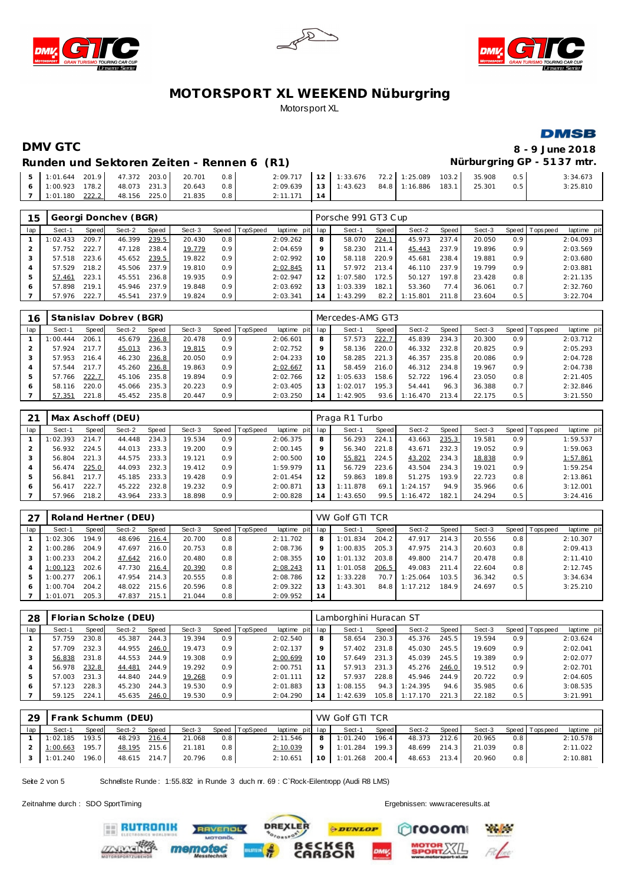# MOTORSPORT XL WEEKEND Nüburgring

Motorsport XL

## DMV GTC

**8 - 9 June 2018**

### Runden und Sektoren Zeiten - Rennen 6 (R1)

**Nürburgring GP - 5137 mtr.**

| lap | Sect-1 | Speed | Sect-2 | Speed | Sect-3 | Speed | TopSpeed | laptime pit | lap | Sect-1 | Speed | Sect-2 | Speed | Sect-3 | Speed | Topspeed | laptime pit |
|---|---|---|---|---|---|---|---|---|---|---|---|---|---|---|---|---|---|
| 5 | 1:01.644 | 201.9 | 47.372 | 203.0 | 20.701 | 0.8 | | 2:09.717 | 12 | 1:33.676 | 72.2 | 1:25.089 | 103.2 | 35.908 | 0.5 | | 3:34.673 |
| 6 | 1:00.923 | 178.2 | 48.073 | 231.3 | 20.643 | 0.8 | | 2:09.639 | 13 | 1:43.623 | 84.8 | 1:16.886 | 183.1 | 25.301 | 0.5 | | 3:25.810 |
| 7 | 1:01.180 | 222.2 | 48.156 | 225.0 | 21.835 | 0.8 | | 2:11.171 | 14 | | | | | | | | |

**15 Georgi Donchev (BGR)** — Porsche 991 GT3 Cup

| lap | Sect-1 | Speed | Sect-2 | Speed | Sect-3 | Speed | TopSpeed | laptime pit | lap | Sect-1 | Speed | Sect-2 | Speed | Sect-3 | Speed | Topspeed | laptime pit |
|---|---|---|---|---|---|---|---|---|---|---|---|---|---|---|---|---|---|
| 1 | 1:02.433 | 209.7 | 46.399 | 239.5 | 20.430 | 0.8 | | 2:09.262 | 8 | 58.070 | 224.1 | 45.973 | 237.4 | 20.050 | 0.9 | | 2:04.093 |
| 2 | 57.752 | 222.7 | 47.128 | 238.4 | 19.779 | 0.9 | | 2:04.659 | 9 | 58.230 | 211.4 | 45.443 | 237.9 | 19.896 | 0.9 | | 2:03.569 |
| 3 | 57.518 | 223.6 | 45.652 | 239.5 | 19.822 | 0.9 | | 2:02.992 | 10 | 58.118 | 220.9 | 45.681 | 238.4 | 19.881 | 0.9 | | 2:03.680 |
| 4 | 57.529 | 218.2 | 45.506 | 237.9 | 19.810 | 0.9 | | 2:02.845 | 11 | 57.972 | 213.4 | 46.110 | 237.9 | 19.799 | 0.9 | | 2:03.881 |
| 5 | 57.461 | 223.1 | 45.551 | 236.8 | 19.935 | 0.9 | | 2:02.947 | 12 | 1:07.580 | 172.5 | 50.127 | 197.8 | 23.428 | 0.8 | | 2:21.135 |
| 6 | 57.898 | 219.1 | 45.946 | 237.9 | 19.848 | 0.9 | | 2:03.692 | 13 | 1:03.339 | 182.1 | 53.360 | 77.4 | 36.061 | 0.7 | | 2:32.760 |
| 7 | 57.976 | 222.7 | 45.541 | 237.9 | 19.824 | 0.9 | | 2:03.341 | 14 | 1:43.299 | 82.2 | 1:15.801 | 211.8 | 23.604 | 0.5 | | 3:22.704 |

**16 Stanislav Dobrev (BGR)** — Mercedes-AMG GT3

| lap | Sect-1 | Speed | Sect-2 | Speed | Sect-3 | Speed | TopSpeed | laptime pit | lap | Sect-1 | Speed | Sect-2 | Speed | Sect-3 | Speed | Topspeed | laptime pit |
|---|---|---|---|---|---|---|---|---|---|---|---|---|---|---|---|---|---|
| 1 | 1:00.444 | 206.1 | 45.679 | 236.8 | 20.478 | 0.9 | | 2:06.601 | 8 | 57.573 | 222.7 | 45.839 | 234.3 | 20.300 | 0.9 | | 2:03.712 |
| 2 | 57.924 | 217.7 | 45.013 | 236.3 | 19.815 | 0.9 | | 2:02.752 | 9 | 58.136 | 220.0 | 46.332 | 232.8 | 20.825 | 0.9 | | 2:05.293 |
| 3 | 57.953 | 216.4 | 46.230 | 236.8 | 20.050 | 0.9 | | 2:04.233 | 10 | 58.285 | 221.3 | 46.357 | 235.8 | 20.086 | 0.9 | | 2:04.728 |
| 4 | 57.544 | 217.7 | 45.260 | 236.8 | 19.863 | 0.9 | | 2:02.667 | 11 | 58.459 | 216.0 | 46.312 | 234.8 | 19.967 | 0.9 | | 2:04.738 |
| 5 | 57.766 | 222.7 | 45.106 | 235.8 | 19.894 | 0.9 | | 2:02.766 | 12 | 1:05.633 | 158.6 | 52.722 | 196.4 | 23.050 | 0.8 | | 2:21.405 |
| 6 | 58.116 | 220.0 | 45.066 | 235.3 | 20.223 | 0.9 | | 2:03.405 | 13 | 1:02.017 | 195.3 | 54.441 | 96.3 | 36.388 | 0.7 | | 2:32.846 |
| 7 | 57.351 | 221.8 | 45.452 | 235.8 | 20.447 | 0.9 | | 2:03.250 | 14 | 1:42.905 | 93.6 | 1:16.470 | 213.4 | 22.175 | 0.5 | | 3:21.550 |

**21 Max Aschoff (DEU)** — Praga R1 Turbo

| lap | Sect-1 | Speed | Sect-2 | Speed | Sect-3 | Speed | TopSpeed | laptime pit | lap | Sect-1 | Speed | Sect-2 | Speed | Sect-3 | Speed | Topspeed | laptime pit |
|---|---|---|---|---|---|---|---|---|---|---|---|---|---|---|---|---|---|
| 1 | 1:02.393 | 214.7 | 44.448 | 234.3 | 19.534 | 0.9 | | 2:06.375 | 8 | 56.293 | 224.1 | 43.663 | 235.3 | 19.581 | 0.9 | | 1:59.537 |
| 2 | 56.932 | 224.5 | 44.013 | 233.3 | 19.200 | 0.9 | | 2:00.145 | 9 | 56.340 | 221.8 | 43.671 | 232.3 | 19.052 | 0.9 | | 1:59.063 |
| 3 | 56.804 | 221.3 | 44.575 | 233.3 | 19.121 | 0.9 | | 2:00.500 | 10 | 55.821 | 224.5 | 43.202 | 234.3 | 18.838 | 0.9 | | 1:57.861 |
| 4 | 56.474 | 225.0 | 44.093 | 232.3 | 19.412 | 0.9 | | 1:59.979 | 11 | 56.729 | 223.6 | 43.504 | 234.3 | 19.021 | 0.9 | | 1:59.254 |
| 5 | 56.841 | 217.7 | 45.185 | 233.3 | 19.428 | 0.9 | | 2:01.454 | 12 | 59.863 | 189.8 | 51.275 | 193.9 | 22.723 | 0.8 | | 2:13.861 |
| 6 | 56.417 | 222.7 | 45.222 | 232.8 | 19.232 | 0.9 | | 2:00.871 | 13 | 1:11.878 | 69.1 | 1:24.157 | 94.9 | 35.966 | 0.6 | | 3:12.001 |
| 7 | 57.966 | 218.2 | 43.964 | 233.3 | 18.898 | 0.9 | | 2:00.828 | 14 | 1:43.650 | 99.5 | 1:16.472 | 182.1 | 24.294 | 0.5 | | 3:24.416 |

**27 Roland Hertner (DEU)** — VW Golf GTI TCR

| lap | Sect-1 | Speed | Sect-2 | Speed | Sect-3 | Speed | TopSpeed | laptime pit | lap | Sect-1 | Speed | Sect-2 | Speed | Sect-3 | Speed | Topspeed | laptime pit |
|---|---|---|---|---|---|---|---|---|---|---|---|---|---|---|---|---|---|
| 1 | 1:02.306 | 194.9 | 48.696 | 216.4 | 20.700 | 0.8 | | 2:11.702 | 8 | 1:01.834 | 204.2 | 47.917 | 214.3 | 20.556 | 0.8 | | 2:10.307 |
| 2 | 1:00.286 | 204.9 | 47.697 | 216.0 | 20.753 | 0.8 | | 2:08.736 | 9 | 1:00.835 | 205.3 | 47.975 | 214.3 | 20.603 | 0.8 | | 2:09.413 |
| 3 | 1:00.233 | 204.2 | 47.642 | 216.0 | 20.480 | 0.8 | | 2:08.355 | 10 | 1:01.132 | 203.8 | 49.800 | 214.7 | 20.478 | 0.8 | | 2:11.410 |
| 4 | 1:00.123 | 202.6 | 47.730 | 216.4 | 20.390 | 0.8 | | 2:08.243 | 11 | 1:01.058 | 206.5 | 49.083 | 211.4 | 22.604 | 0.8 | | 2:12.745 |
| 5 | 1:00.277 | 206.1 | 47.954 | 214.3 | 20.555 | 0.8 | | 2:08.786 | 12 | 1:33.228 | 70.7 | 1:25.064 | 103.5 | 36.342 | 0.5 | | 3:34.634 |
| 6 | 1:00.704 | 204.2 | 48.022 | 215.6 | 20.596 | 0.8 | | 2:09.322 | 13 | 1:43.301 | 84.8 | 1:17.212 | 184.9 | 24.697 | 0.5 | | 3:25.210 |
| 7 | 1:01.071 | 205.3 | 47.837 | 215.1 | 21.044 | 0.8 | | 2:09.952 | 14 | | | | | | | | |

**28 Florian Scholze (DEU)** — Lamborghini Huracan ST

| lap | Sect-1 | Speed | Sect-2 | Speed | Sect-3 | Speed | TopSpeed | laptime pit | lap | Sect-1 | Speed | Sect-2 | Speed | Sect-3 | Speed | Topspeed | laptime pit |
|---|---|---|---|---|---|---|---|---|---|---|---|---|---|---|---|---|---|
| 1 | 57.759 | 230.8 | 45.387 | 244.3 | 19.394 | 0.9 | | 2:02.540 | 8 | 58.654 | 230.3 | 45.376 | 245.5 | 19.594 | 0.9 | | 2:03.624 |
| 2 | 57.709 | 232.3 | 44.955 | 246.0 | 19.473 | 0.9 | | 2:02.137 | 9 | 57.402 | 231.8 | 45.030 | 245.5 | 19.609 | 0.9 | | 2:02.041 |
| 3 | 56.838 | 231.8 | 44.553 | 244.9 | 19.308 | 0.9 | | 2:00.699 | 10 | 57.649 | 231.3 | 45.039 | 245.5 | 19.389 | 0.9 | | 2:02.077 |
| 4 | 56.978 | 232.8 | 44.481 | 244.9 | 19.292 | 0.9 | | 2:00.751 | 11 | 57.913 | 231.3 | 45.276 | 246.0 | 19.512 | 0.9 | | 2:02.701 |
| 5 | 57.003 | 231.3 | 44.840 | 244.9 | 19.268 | 0.9 | | 2:01.111 | 12 | 57.937 | 228.8 | 45.946 | 244.9 | 20.722 | 0.9 | | 2:04.605 |
| 6 | 57.123 | 228.3 | 45.230 | 244.3 | 19.530 | 0.9 | | 2:01.883 | 13 | 1:08.155 | 94.3 | 1:24.395 | 94.6 | 35.985 | 0.6 | | 3:08.535 |
| 7 | 59.125 | 224.1 | 45.635 | 246.0 | 19.530 | 0.9 | | 2:04.290 | 14 | 1:42.639 | 105.8 | 1:17.170 | 221.3 | 22.182 | 0.5 | | 3:21.991 |

**29 Frank Schumm (DEU)** — VW Golf GTI TCR

| lap | Sect-1 | Speed | Sect-2 | Speed | Sect-3 | Speed | TopSpeed | laptime pit | lap | Sect-1 | Speed | Sect-2 | Speed | Sect-3 | Speed | Topspeed | laptime pit |
|---|---|---|---|---|---|---|---|---|---|---|---|---|---|---|---|---|---|
| 1 | 1:02.185 | 193.5 | 48.293 | 216.4 | 21.068 | 0.8 | | 2:11.546 | 8 | 1:01.240 | 196.4 | 48.373 | 212.6 | 20.965 | 0.8 | | 2:10.578 |
| 2 | 1:00.663 | 195.7 | 48.195 | 215.6 | 21.181 | 0.8 | | 2:10.039 | 9 | 1:01.284 | 199.3 | 48.699 | 214.3 | 21.039 | 0.8 | | 2:11.022 |
| 3 | 1:01.240 | 196.0 | 48.615 | 214.7 | 20.796 | 0.8 | | 2:10.651 | 10 | 1:01.268 | 200.4 | 48.653 | 213.4 | 20.960 | 0.8 | | 2:10.881 |

Schnellste Runde: 1:55.832 in Runde 3 duch nr. 69 : C`Rock-Eilentropp (Audi R8 LMS)

Zeitnahme durch : SDO SportTiming

Ergebnissen: www.raceresults.at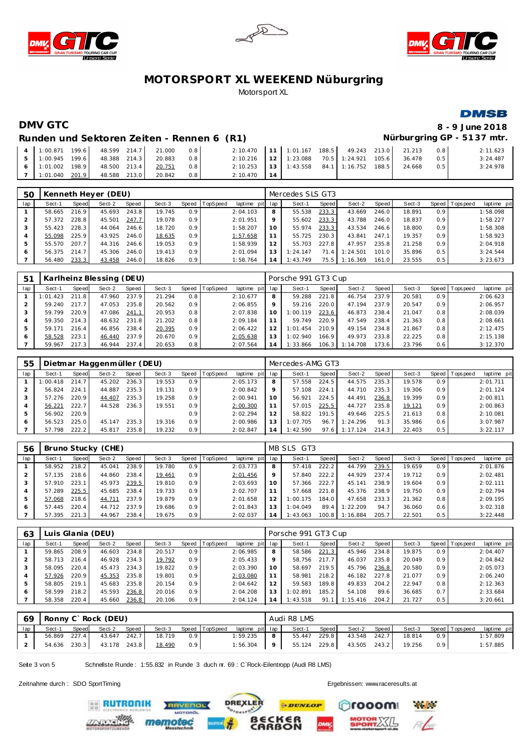# MOTORSPORT XL WEEKEND Nüburgring

Motorsport XL

## DMV GTC

**8 - 9 June 2018**

### Runden und Sektoren Zeiten - Rennen 6 (R1)

**Nürburgring GP - 5137 mtr.**

| lap | Sect-1 | Speed | Sect-2 | Speed | Sect-3 | Speed | TopSpeed | laptime pit | lap | Sect-1 | Speed | Sect-2 | Speed | Sect-3 | Speed | Topspeed | laptime pit |
|---|---|---|---|---|---|---|---|---|---|---|---|---|---|---|---|---|---|
| 4 | 1:00.871 | 199.6 | 48.599 | 214.7 | 21.000 | 0.8 | | 2:10.470 | 11 | 1:01.167 | 188.5 | 49.243 | 213.0 | 21.213 | 0.8 | | 2:11.623 |
| 5 | 1:00.945 | 199.6 | 48.388 | 214.3 | 20.883 | 0.8 | | 2:10.216 | 12 | 1:23.088 | 70.5 | 1:24.921 | 105.6 | 36.478 | 0.5 | | 3:24.487 |
| 6 | 1:01.002 | 198.9 | 48.500 | 213.4 | 20.751 | 0.8 | | 2:10.253 | 13 | 1:43.558 | 84.1 | 1:16.752 | 188.5 | 24.668 | 0.5 | | 3:24.978 |
| 7 | 1:01.040 | 201.9 | 48.588 | 213.0 | 20.842 | 0.8 | | 2:10.470 | 14 | | | | | | | | |

**50 Kenneth Heyer (DEU)** — Mercedes SLS GT3

| lap | Sect-1 | Speed | Sect-2 | Speed | Sect-3 | Speed | TopSpeed | laptime pit | lap | Sect-1 | Speed | Sect-2 | Speed | Sect-3 | Speed | Topspeed | laptime pit |
|---|---|---|---|---|---|---|---|---|---|---|---|---|---|---|---|---|---|
| 1 | 58.665 | 216.9 | 45.693 | 243.8 | 19.745 | 0.9 | | 2:04.103 | 8 | 55.538 | 233.3 | 43.669 | 246.0 | 18.891 | 0.9 | | 1:58.098 |
| 2 | 57.372 | 228.8 | 45.501 | 247.7 | 19.078 | 0.9 | | 2:01.951 | 9 | 55.602 | 233.3 | 43.788 | 246.0 | 18.837 | 0.9 | | 1:58.227 |
| 3 | 55.423 | 228.3 | 44.064 | 246.6 | 18.720 | 0.9 | | 1:58.207 | 10 | 55.974 | 233.3 | 43.534 | 246.6 | 18.800 | 0.9 | | 1:58.308 |
| 4 | 55.098 | 225.9 | 43.925 | 246.0 | 18.635 | 0.9 | | 1:57.658 | 11 | 55.725 | 230.3 | 43.841 | 247.1 | 19.357 | 0.9 | | 1:58.923 |
| 5 | 55.570 | 207.7 | 44.316 | 246.6 | 19.053 | 0.9 | | 1:58.939 | 12 | 55.703 | 227.8 | 47.957 | 235.8 | 21.258 | 0.9 | | 2:04.918 |
| 6 | 56.375 | 214.7 | 45.306 | 246.0 | 19.413 | 0.9 | | 2:01.094 | 13 | 1:24.147 | 71.4 | 1:24.501 | 101.0 | 35.896 | 0.5 | | 3:24.544 |
| 7 | 56.480 | 233.3 | 43.458 | 246.0 | 18.826 | 0.9 | | 1:58.764 | 14 | 1:43.749 | 75.5 | 1:16.369 | 161.0 | 23.555 | 0.5 | | 3:23.673 |

**51 Karlheinz Blessing (DEU)** — Porsche 991 GT3 Cup

| lap | Sect-1 | Speed | Sect-2 | Speed | Sect-3 | Speed | TopSpeed | laptime pit | lap | Sect-1 | Speed | Sect-2 | Speed | Sect-3 | Speed | Topspeed | laptime pit |
|---|---|---|---|---|---|---|---|---|---|---|---|---|---|---|---|---|---|
| 1 | 1:01.423 | 211.8 | 47.960 | 237.9 | 21.294 | 0.8 | | 2:10.677 | 8 | 59.288 | 221.8 | 46.754 | 237.9 | 20.581 | 0.9 | | 2:06.623 |
| 2 | 59.240 | 217.7 | 47.053 | 235.8 | 20.562 | 0.9 | | 2:06.855 | 9 | 59.216 | 220.0 | 47.194 | 237.9 | 20.547 | 0.9 | | 2:06.957 |
| 3 | 59.799 | 220.9 | 47.086 | 241.1 | 20.953 | 0.8 | | 2:07.838 | 10 | 1:00.119 | 223.6 | 46.873 | 238.4 | 21.047 | 0.8 | | 2:08.039 |
| 4 | 59.350 | 214.3 | 48.632 | 231.8 | 21.202 | 0.8 | | 2:09.184 | 11 | 59.749 | 220.9 | 47.549 | 238.4 | 21.363 | 0.8 | | 2:08.661 |
| 5 | 59.171 | 216.4 | 46.856 | 238.4 | 20.395 | 0.9 | | 2:06.422 | 12 | 1:01.454 | 210.9 | 49.154 | 234.8 | 21.867 | 0.8 | | 2:12.475 |
| 6 | 58.528 | 223.1 | 46.440 | 237.9 | 20.670 | 0.9 | | 2:05.638 | 13 | 1:02.940 | 166.9 | 49.973 | 233.8 | 22.225 | 0.8 | | 2:15.138 |
| 7 | 59.967 | 217.3 | 46.944 | 237.4 | 20.653 | 0.8 | | 2:07.564 | 14 | 1:33.866 | 106.3 | 1:14.708 | 173.6 | 23.796 | 0.6 | | 3:12.370 |

**55 Dietmar Haggenmüller (DEU)** — Mercedes-AMG GT3

| lap | Sect-1 | Speed | Sect-2 | Speed | Sect-3 | Speed | TopSpeed | laptime pit | lap | Sect-1 | Speed | Sect-2 | Speed | Sect-3 | Speed | Topspeed | laptime pit |
|---|---|---|---|---|---|---|---|---|---|---|---|---|---|---|---|---|---|
| 1 | 1:00.418 | 214.7 | 45.202 | 236.3 | 19.553 | 0.9 | | 2:05.173 | 8 | 57.558 | 224.5 | 44.575 | 235.3 | 19.578 | 0.9 | | 2:01.711 |
| 2 | 56.824 | 224.1 | 44.887 | 235.3 | 19.131 | 0.9 | | 2:00.842 | 9 | 57.108 | 224.1 | 44.710 | 235.3 | 19.306 | 0.9 | | 2:01.124 |
| 3 | 57.276 | 220.9 | 44.407 | 235.3 | 19.258 | 0.9 | | 2:00.941 | 10 | 56.921 | 224.5 | 44.491 | 236.8 | 19.399 | 0.9 | | 2:00.811 |
| 4 | 56.221 | 222.7 | 44.528 | 236.3 | 19.551 | 0.9 | | 2:00.300 | 11 | 57.015 | 225.5 | 44.727 | 235.8 | 19.121 | 0.9 | | 2:00.863 |
| 5 | 56.902 | 220.9 | | | | 0.9 | | 2:02.294 | 12 | 58.822 | 191.5 | 49.646 | 225.5 | 21.613 | 0.8 | | 2:10.081 |
| 6 | 56.523 | 225.0 | 45.147 | 235.3 | 19.316 | 0.9 | | 2:00.986 | 13 | 1:07.705 | 96.7 | 1:24.296 | 91.3 | 35.986 | 0.6 | | 3:07.987 |
| 7 | 57.798 | 222.2 | 45.817 | 235.8 | 19.232 | 0.9 | | 2:02.847 | 14 | 1:42.590 | 97.6 | 1:17.124 | 214.3 | 22.403 | 0.5 | | 3:22.117 |

**56 Bruno Stucky (CHE)** — MB SLS GT3

| lap | Sect-1 | Speed | Sect-2 | Speed | Sect-3 | Speed | TopSpeed | laptime pit | lap | Sect-1 | Speed | Sect-2 | Speed | Sect-3 | Speed | Topspeed | laptime pit |
|---|---|---|---|---|---|---|---|---|---|---|---|---|---|---|---|---|---|
| 1 | 58.952 | 218.2 | 45.041 | 238.9 | 19.780 | 0.9 | | 2:03.773 | 8 | 57.418 | 222.2 | 44.799 | 239.5 | 19.659 | 0.9 | | 2:01.876 |
| 2 | 57.135 | 218.6 | 44.860 | 238.4 | 19.461 | 0.9 | | 2:01.456 | 9 | 57.840 | 222.2 | 44.929 | 237.4 | 19.712 | 0.9 | | 2:02.481 |
| 3 | 57.910 | 223.1 | 45.973 | 239.5 | 19.810 | 0.9 | | 2:03.693 | 10 | 57.366 | 222.7 | 45.141 | 238.9 | 19.604 | 0.9 | | 2:02.111 |
| 4 | 57.289 | 225.5 | 45.685 | 238.4 | 19.733 | 0.9 | | 2:02.707 | 11 | 57.668 | 221.8 | 45.376 | 238.9 | 19.750 | 0.9 | | 2:02.794 |
| 5 | 57.068 | 218.6 | 44.711 | 237.9 | 19.879 | 0.9 | | 2:01.658 | 12 | 1:00.175 | 184.0 | 47.658 | 233.3 | 21.362 | 0.8 | | 2:09.195 |
| 6 | 57.445 | 220.4 | 44.712 | 237.9 | 19.686 | 0.9 | | 2:01.843 | 13 | 1:04.049 | 89.4 | 1:22.209 | 94.7 | 36.060 | 0.6 | | 3:02.318 |
| 7 | 57.395 | 221.3 | 44.967 | 238.4 | 19.675 | 0.9 | | 2:02.037 | 14 | 1:43.063 | 100.8 | 1:16.884 | 205.7 | 22.501 | 0.5 | | 3:22.448 |

**63 Luis Glania (DEU)** — Porsche 991 GT3 Cup

| lap | Sect-1 | Speed | Sect-2 | Speed | Sect-3 | Speed | TopSpeed | laptime pit | lap | Sect-1 | Speed | Sect-2 | Speed | Sect-3 | Speed | Topspeed | laptime pit |
|---|---|---|---|---|---|---|---|---|---|---|---|---|---|---|---|---|---|
| 1 | 59.865 | 208.9 | 46.603 | 234.8 | 20.517 | 0.9 | | 2:06.985 | 8 | 58.586 | 221.3 | 45.946 | 234.8 | 19.875 | 0.9 | | 2:04.407 |
| 2 | 58.713 | 216.4 | 46.928 | 234.3 | 19.792 | 0.9 | | 2:05.433 | 9 | 58.756 | 217.7 | 46.037 | 235.8 | 20.049 | 0.9 | | 2:04.842 |
| 3 | 58.095 | 220.4 | 45.473 | 234.3 | 19.822 | 0.9 | | 2:03.390 | 10 | 58.697 | 219.5 | 45.796 | 236.8 | 20.580 | 0.9 | | 2:05.073 |
| 4 | 57.926 | 220.9 | 45.353 | 235.8 | 19.801 | 0.9 | | 2:03.080 | 11 | 58.981 | 218.2 | 46.182 | 227.8 | 21.077 | 0.9 | | 2:06.240 |
| 5 | 58.805 | 219.1 | 45.683 | 235.8 | 20.154 | 0.9 | | 2:04.642 | 12 | 59.583 | 189.8 | 49.833 | 204.2 | 22.947 | 0.8 | | 2:12.363 |
| 6 | 58.599 | 218.2 | 45.593 | 236.8 | 20.016 | 0.9 | | 2:04.208 | 13 | 1:02.891 | 185.2 | 54.108 | 89.6 | 36.685 | 0.7 | | 2:33.684 |
| 7 | 58.358 | 220.4 | 45.660 | 236.8 | 20.106 | 0.9 | | 2:04.124 | 14 | 1:43.518 | 91.1 | 1:15.416 | 204.2 | 21.727 | 0.5 | | 3:20.661 |

**69 Ronny C` Rock (DEU)** — Audi R8 LMS

| lap | Sect-1 | Speed | Sect-2 | Speed | Sect-3 | Speed | TopSpeed | laptime pit | lap | Sect-1 | Speed | Sect-2 | Speed | Sect-3 | Speed | Topspeed | laptime pit |
|---|---|---|---|---|---|---|---|---|---|---|---|---|---|---|---|---|---|
| 1 | 56.869 | 227.4 | 43.647 | 242.7 | 18.719 | 0.9 | | 1:59.235 | 8 | 55.447 | 229.8 | 43.548 | 242.7 | 18.814 | 0.9 | | 1:57.809 |
| 2 | 54.636 | 230.3 | 43.178 | 243.8 | 18.490 | 0.9 | | 1:56.304 | 9 | 55.124 | 229.8 | 43.505 | 243.2 | 19.256 | 0.9 | | 1:57.885 |

Schnellste Runde: 1:55.832 in Runde 3 duch nr. 69 : C`Rock-Eilentropp (Audi R8 LMS)

Zeitnahme durch : SDO SportTiming

Ergebnissen: www.raceresults.at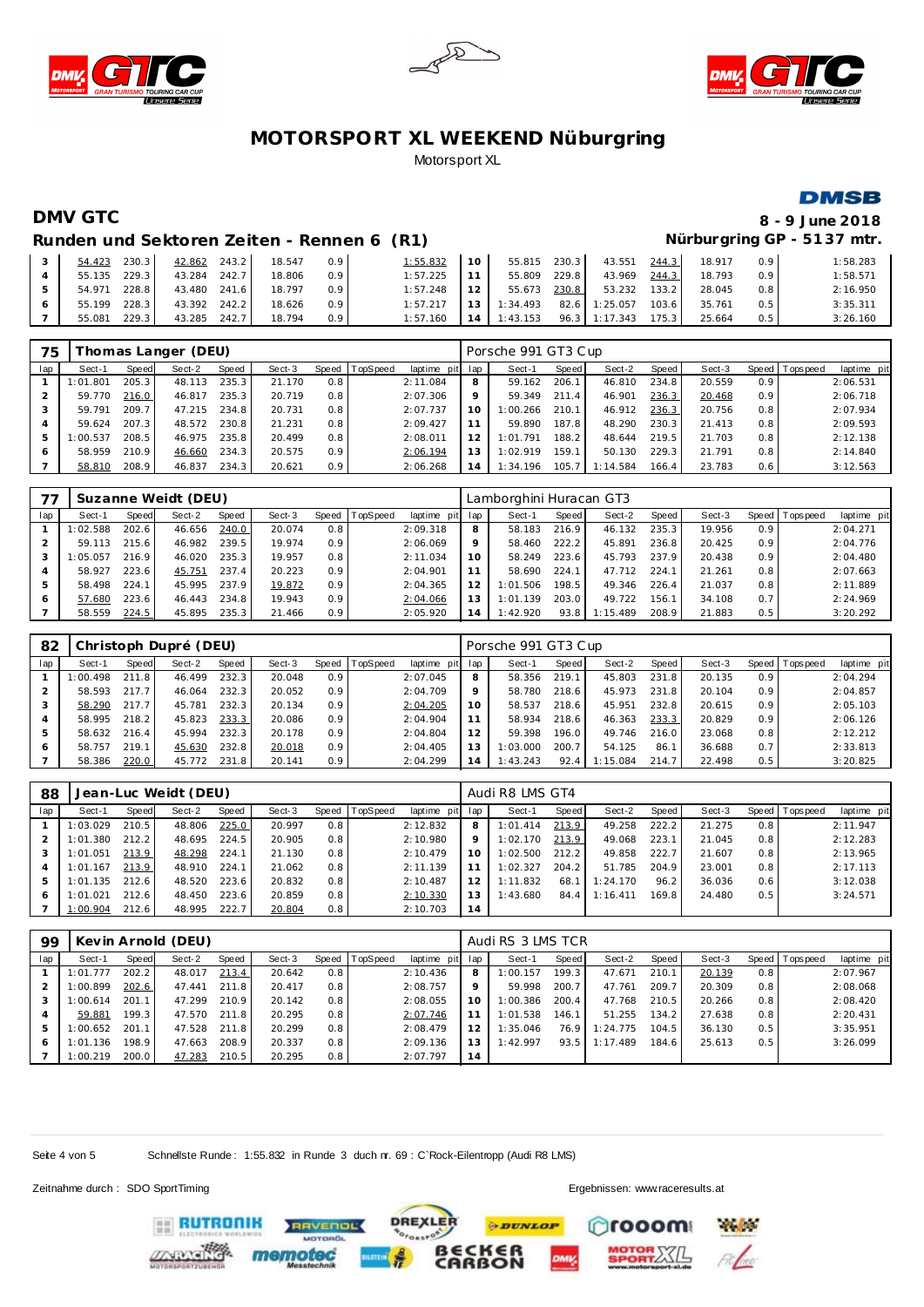# MOTORSPORT XL WEEKEND Nüburgring

Motorsport XL

## DMV GTC

**8 - 9 June 2018**

### Runden und Sektoren Zeiten - Rennen 6 (R1)

**Nürburgring GP - 5137 mtr.**

| lap | Sect-1 | Speed | Sect-2 | Speed | Sect-3 | Speed | TopSpeed | laptime pit | lap | Sect-1 | Speed | Sect-2 | Speed | Sect-3 | Speed | Topspeed | laptime pit |
|---|---|---|---|---|---|---|---|---|---|---|---|---|---|---|---|---|---|
| 3 | 54.423 | 230.3 | 42.862 | 243.2 | 18.547 | 0.9 | | 1:55.832 | 10 | 55.815 | 230.3 | 43.551 | 244.3 | 18.917 | 0.9 | | 1:58.283 |
| 4 | 55.135 | 229.3 | 43.284 | 242.7 | 18.806 | 0.9 | | 1:57.225 | 11 | 55.809 | 229.8 | 43.969 | 244.3 | 18.793 | 0.9 | | 1:58.571 |
| 5 | 54.971 | 228.8 | 43.480 | 241.6 | 18.797 | 0.9 | | 1:57.248 | 12 | 55.673 | 230.8 | 53.232 | 133.2 | 28.045 | 0.8 | | 2:16.950 |
| 6 | 55.199 | 228.3 | 43.392 | 242.2 | 18.626 | 0.9 | | 1:57.217 | 13 | 1:34.493 | 82.6 | 1:25.057 | 103.6 | 35.761 | 0.5 | | 3:35.311 |
| 7 | 55.081 | 229.3 | 43.285 | 242.7 | 18.794 | 0.9 | | 1:57.160 | 14 | 1:43.153 | 96.3 | 1:17.343 | 175.3 | 25.664 | 0.5 | | 3:26.160 |

### 75 Thomas Langer (DEU) — Porsche 991 GT3 Cup

| lap | Sect-1 | Speed | Sect-2 | Speed | Sect-3 | Speed | TopSpeed | laptime pit | lap | Sect-1 | Speed | Sect-2 | Speed | Sect-3 | Speed | Topspeed | laptime pit |
|---|---|---|---|---|---|---|---|---|---|---|---|---|---|---|---|---|---|
| 1 | 1:01.801 | 205.3 | 48.113 | 235.3 | 21.170 | 0.8 | | 2:11.084 | 8 | 59.162 | 206.1 | 46.810 | 234.8 | 20.559 | 0.9 | | 2:06.531 |
| 2 | 59.770 | 216.0 | 46.817 | 235.3 | 20.719 | 0.8 | | 2:07.306 | 9 | 59.349 | 211.4 | 46.901 | 236.3 | 20.468 | 0.9 | | 2:06.718 |
| 3 | 59.791 | 209.7 | 47.215 | 234.8 | 20.731 | 0.8 | | 2:07.737 | 10 | 1:00.266 | 210.1 | 46.912 | 236.3 | 20.756 | 0.8 | | 2:07.934 |
| 4 | 59.624 | 207.3 | 48.572 | 230.8 | 21.231 | 0.8 | | 2:09.427 | 11 | 59.890 | 187.8 | 48.290 | 230.3 | 21.413 | 0.8 | | 2:09.593 |
| 5 | 1:00.537 | 208.5 | 46.975 | 235.8 | 20.499 | 0.8 | | 2:08.011 | 12 | 1:01.791 | 188.2 | 48.644 | 219.5 | 21.703 | 0.8 | | 2:12.138 |
| 6 | 58.959 | 210.9 | 46.660 | 234.3 | 20.575 | 0.9 | | 2:06.194 | 13 | 1:02.919 | 159.1 | 50.130 | 229.3 | 21.791 | 0.8 | | 2:14.840 |
| 7 | 58.810 | 208.9 | 46.837 | 234.3 | 20.621 | 0.9 | | 2:06.268 | 14 | 1:34.196 | 105.7 | 1:14.584 | 166.4 | 23.783 | 0.6 | | 3:12.563 |

### 77 Suzanne Weidt (DEU) — Lamborghini Huracan GT3

| lap | Sect-1 | Speed | Sect-2 | Speed | Sect-3 | Speed | TopSpeed | laptime pit | lap | Sect-1 | Speed | Sect-2 | Speed | Sect-3 | Speed | Topspeed | laptime pit |
|---|---|---|---|---|---|---|---|---|---|---|---|---|---|---|---|---|---|
| 1 | 1:02.588 | 202.6 | 46.656 | 240.0 | 20.074 | 0.8 | | 2:09.318 | 8 | 58.183 | 216.9 | 46.132 | 235.3 | 19.956 | 0.9 | | 2:04.271 |
| 2 | 59.113 | 215.6 | 46.982 | 239.5 | 19.974 | 0.9 | | 2:06.069 | 9 | 58.460 | 222.2 | 45.891 | 236.8 | 20.425 | 0.9 | | 2:04.776 |
| 3 | 1:05.057 | 216.9 | 46.020 | 235.3 | 19.957 | 0.8 | | 2:11.034 | 10 | 58.249 | 223.6 | 45.793 | 237.9 | 20.438 | 0.9 | | 2:04.480 |
| 4 | 58.927 | 223.6 | 45.751 | 237.4 | 20.223 | 0.9 | | 2:04.901 | 11 | 58.690 | 224.1 | 47.712 | 224.1 | 21.261 | 0.8 | | 2:07.663 |
| 5 | 58.498 | 224.1 | 45.995 | 237.9 | 19.872 | 0.9 | | 2:04.365 | 12 | 1:01.506 | 198.5 | 49.346 | 226.4 | 21.037 | 0.8 | | 2:11.889 |
| 6 | 57.680 | 223.6 | 46.443 | 234.8 | 19.943 | 0.9 | | 2:04.066 | 13 | 1:01.139 | 203.0 | 49.722 | 156.1 | 34.108 | 0.7 | | 2:24.969 |
| 7 | 58.559 | 224.5 | 45.895 | 235.3 | 21.466 | 0.9 | | 2:05.920 | 14 | 1:42.920 | 93.8 | 1:15.489 | 208.9 | 21.883 | 0.5 | | 3:20.292 |

### 82 Christoph Dupré (DEU) — Porsche 991 GT3 Cup

| lap | Sect-1 | Speed | Sect-2 | Speed | Sect-3 | Speed | TopSpeed | laptime pit | lap | Sect-1 | Speed | Sect-2 | Speed | Sect-3 | Speed | Topspeed | laptime pit |
|---|---|---|---|---|---|---|---|---|---|---|---|---|---|---|---|---|---|
| 1 | 1:00.498 | 211.8 | 46.499 | 232.3 | 20.048 | 0.9 | | 2:07.045 | 8 | 58.356 | 219.1 | 45.803 | 231.8 | 20.135 | 0.9 | | 2:04.294 |
| 2 | 58.593 | 217.7 | 46.064 | 232.3 | 20.052 | 0.9 | | 2:04.709 | 9 | 58.780 | 218.6 | 45.973 | 231.8 | 20.104 | 0.9 | | 2:04.857 |
| 3 | 58.290 | 217.7 | 45.781 | 232.3 | 20.134 | 0.9 | | 2:04.205 | 10 | 58.537 | 218.6 | 45.951 | 232.8 | 20.615 | 0.9 | | 2:05.103 |
| 4 | 58.995 | 218.2 | 45.823 | 233.3 | 20.086 | 0.9 | | 2:04.904 | 11 | 58.934 | 218.6 | 46.363 | 233.3 | 20.829 | 0.9 | | 2:06.126 |
| 5 | 58.632 | 216.4 | 45.994 | 232.3 | 20.178 | 0.9 | | 2:04.804 | 12 | 59.398 | 196.0 | 49.746 | 216.0 | 23.068 | 0.8 | | 2:12.212 |
| 6 | 58.757 | 219.1 | 45.630 | 232.8 | 20.018 | 0.9 | | 2:04.405 | 13 | 1:03.000 | 200.7 | 54.125 | 86.1 | 36.688 | 0.7 | | 2:33.813 |
| 7 | 58.386 | 220.0 | 45.772 | 231.8 | 20.141 | 0.9 | | 2:04.299 | 14 | 1:43.243 | 92.4 | 1:15.084 | 214.7 | 22.498 | 0.5 | | 3:20.825 |

### 88 Jean-Luc Weidt (DEU) — Audi R8 LMS GT4

| lap | Sect-1 | Speed | Sect-2 | Speed | Sect-3 | Speed | TopSpeed | laptime pit | lap | Sect-1 | Speed | Sect-2 | Speed | Sect-3 | Speed | Topspeed | laptime pit |
|---|---|---|---|---|---|---|---|---|---|---|---|---|---|---|---|---|---|
| 1 | 1:03.029 | 210.5 | 48.806 | 225.0 | 20.997 | 0.8 | | 2:12.832 | 8 | 1:01.414 | 213.9 | 49.258 | 222.2 | 21.275 | 0.8 | | 2:11.947 |
| 2 | 1:01.380 | 212.2 | 48.695 | 224.5 | 20.905 | 0.8 | | 2:10.980 | 9 | 1:02.170 | 213.9 | 49.068 | 223.1 | 21.045 | 0.8 | | 2:12.283 |
| 3 | 1:01.051 | 213.9 | 48.298 | 224.1 | 21.130 | 0.8 | | 2:10.479 | 10 | 1:02.500 | 212.2 | 49.858 | 222.7 | 21.607 | 0.8 | | 2:13.965 |
| 4 | 1:01.167 | 213.9 | 48.910 | 224.1 | 21.062 | 0.8 | | 2:11.139 | 11 | 1:02.327 | 204.2 | 51.785 | 204.9 | 23.001 | 0.8 | | 2:17.113 |
| 5 | 1:01.135 | 212.6 | 48.520 | 223.6 | 20.832 | 0.8 | | 2:10.487 | 12 | 1:11.832 | 68.1 | 1:24.170 | 96.2 | 36.036 | 0.6 | | 3:12.038 |
| 6 | 1:01.021 | 212.6 | 48.450 | 223.6 | 20.859 | 0.8 | | 2:10.330 | 13 | 1:43.680 | 84.4 | 1:16.411 | 169.8 | 24.480 | 0.5 | | 3:24.571 |
| 7 | 1:00.904 | 212.6 | 48.995 | 222.7 | 20.804 | 0.8 | | 2:10.703 | 14 | | | | | | | | |

### 99 Kevin Arnold (DEU) — Audi RS 3 LMS TCR

| lap | Sect-1 | Speed | Sect-2 | Speed | Sect-3 | Speed | TopSpeed | laptime pit | lap | Sect-1 | Speed | Sect-2 | Speed | Sect-3 | Speed | Topspeed | laptime pit |
|---|---|---|---|---|---|---|---|---|---|---|---|---|---|---|---|---|---|
| 1 | 1:01.777 | 202.2 | 48.017 | 213.4 | 20.642 | 0.8 | | 2:10.436 | 8 | 1:00.157 | 199.3 | 47.671 | 210.1 | 20.139 | 0.8 | | 2:07.967 |
| 2 | 1:00.899 | 202.6 | 47.441 | 211.8 | 20.417 | 0.8 | | 2:08.757 | 9 | 59.998 | 200.7 | 47.761 | 209.7 | 20.309 | 0.8 | | 2:08.068 |
| 3 | 1:00.614 | 201.1 | 47.299 | 210.9 | 20.142 | 0.8 | | 2:08.055 | 10 | 1:00.386 | 200.4 | 47.768 | 210.5 | 20.266 | 0.8 | | 2:08.420 |
| 4 | 59.881 | 199.3 | 47.570 | 211.8 | 20.295 | 0.8 | | 2:07.746 | 11 | 1:01.538 | 146.1 | 51.255 | 134.2 | 27.638 | 0.8 | | 2:20.431 |
| 5 | 1:00.652 | 201.1 | 47.528 | 211.8 | 20.299 | 0.8 | | 2:08.479 | 12 | 1:35.046 | 76.9 | 1:24.775 | 104.5 | 36.130 | 0.5 | | 3:35.951 |
| 6 | 1:01.136 | 198.9 | 47.663 | 208.9 | 20.337 | 0.8 | | 2:09.136 | 13 | 1:42.997 | 93.5 | 1:17.489 | 184.6 | 25.613 | 0.5 | | 3:26.099 |
| 7 | 1:00.219 | 200.0 | 47.283 | 210.5 | 20.295 | 0.8 | | 2:07.797 | 14 | | | | | | | | |

Schnellste Runde: 1:55.832 in Runde 3 duch nr. 69 : C`Rock-Eilentropp (Audi R8 LMS)

Zeitnahme durch : SDO SportTiming

Ergebnissen: www.raceresults.at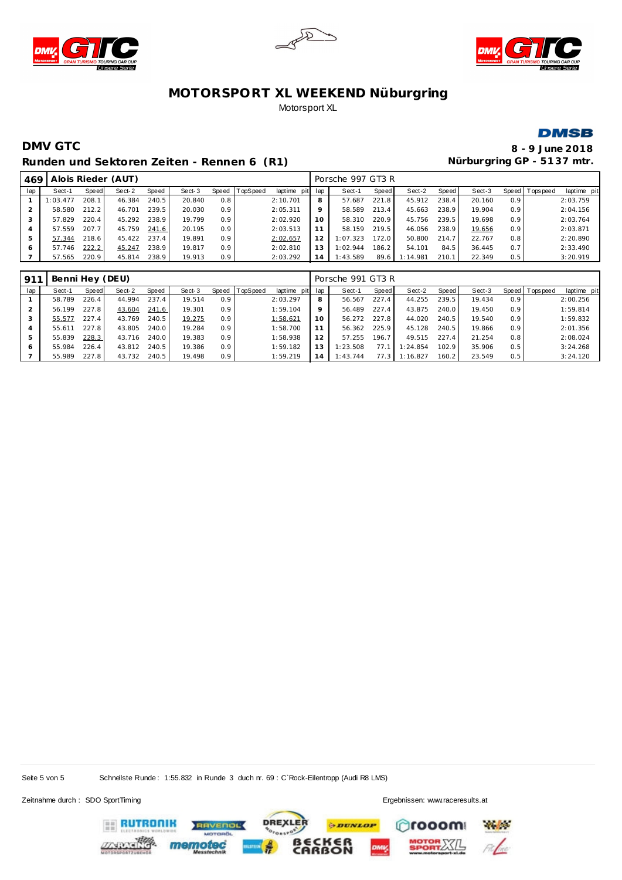# MOTORSPORT XL WEEKEND Nüburgring

Motorsport XL

## DMV GTC

**Runden und Sektoren Zeiten - Rennen 6 (R1)**

**8 - 9 June 2018**

**Nürburgring GP - 5137 mtr.**

**469 Alois Rieder (AUT)** — Porsche 997 GT3 R

| lap | Sect-1 | Speed | Sect-2 | Speed | Sect-3 | Speed | TopSpeed | laptime | pit | lap | Sect-1 | Speed | Sect-2 | Speed | Sect-3 | Speed | Topspeed | laptime | pit |
|---|---|---|---|---|---|---|---|---|---|---|---|---|---|---|---|---|---|---|---|
| 1 | 1:03.477 | 208.1 | 46.384 | 240.5 | 20.840 | 0.8 | | 2:10.701 | | 8 | 57.687 | 221.8 | 45.912 | 238.4 | 20.160 | 0.9 | | 2:03.759 | |
| 2 | 58.580 | 212.2 | 46.701 | 239.5 | 20.030 | 0.9 | | 2:05.311 | | 9 | 58.589 | 213.4 | 45.663 | 238.9 | 19.904 | 0.9 | | 2:04.156 | |
| 3 | 57.829 | 220.4 | 45.292 | 238.9 | 19.799 | 0.9 | | 2:02.920 | | 10 | 58.310 | 220.9 | 45.756 | 239.5 | 19.698 | 0.9 | | 2:03.764 | |
| 4 | 57.559 | 207.7 | 45.759 | 241.6 | 20.195 | 0.9 | | 2:03.513 | | 11 | 58.159 | 219.5 | 46.056 | 238.9 | 19.656 | 0.9 | | 2:03.871 | |
| 5 | 57.344 | 218.6 | 45.422 | 237.4 | 19.891 | 0.9 | | 2:02.657 | | 12 | 1:07.323 | 172.0 | 50.800 | 214.7 | 22.767 | 0.8 | | 2:20.890 | |
| 6 | 57.746 | 222.2 | 45.247 | 238.9 | 19.817 | 0.9 | | 2:02.810 | | 13 | 1:02.944 | 186.2 | 54.101 | 84.5 | 36.445 | 0.7 | | 2:33.490 | |
| 7 | 57.565 | 220.9 | 45.814 | 238.9 | 19.913 | 0.9 | | 2:03.292 | | 14 | 1:43.589 | 89.6 | 1:14.981 | 210.1 | 22.349 | 0.5 | | 3:20.919 | |

**911 Benni Hey (DEU)** — Porsche 991 GT3 R

| lap | Sect-1 | Speed | Sect-2 | Speed | Sect-3 | Speed | TopSpeed | laptime | pit | lap | Sect-1 | Speed | Sect-2 | Speed | Sect-3 | Speed | Topspeed | laptime | pit |
|---|---|---|---|---|---|---|---|---|---|---|---|---|---|---|---|---|---|---|---|
| 1 | 58.789 | 226.4 | 44.994 | 237.4 | 19.514 | 0.9 | | 2:03.297 | | 8 | 56.567 | 227.4 | 44.255 | 239.5 | 19.434 | 0.9 | | 2:00.256 | |
| 2 | 56.199 | 227.8 | 43.604 | 241.6 | 19.301 | 0.9 | | 1:59.104 | | 9 | 56.489 | 227.4 | 43.875 | 240.0 | 19.450 | 0.9 | | 1:59.814 | |
| 3 | 55.577 | 227.4 | 43.769 | 240.5 | 19.275 | 0.9 | | 1:58.621 | | 10 | 56.272 | 227.8 | 44.020 | 240.5 | 19.540 | 0.9 | | 1:59.832 | |
| 4 | 55.611 | 227.8 | 43.805 | 240.0 | 19.284 | 0.9 | | 1:58.700 | | 11 | 56.362 | 225.9 | 45.128 | 240.5 | 19.866 | 0.9 | | 2:01.356 | |
| 5 | 55.839 | 228.3 | 43.716 | 240.0 | 19.383 | 0.9 | | 1:58.938 | | 12 | 57.255 | 196.7 | 49.515 | 227.4 | 21.254 | 0.8 | | 2:08.024 | |
| 6 | 55.984 | 226.4 | 43.812 | 240.5 | 19.386 | 0.9 | | 1:59.182 | | 13 | 1:23.508 | 77.1 | 1:24.854 | 102.9 | 35.906 | 0.5 | | 3:24.268 | |
| 7 | 55.989 | 227.8 | 43.732 | 240.5 | 19.498 | 0.9 | | 1:59.219 | | 14 | 1:43.744 | 77.3 | 1:16.827 | 160.2 | 23.549 | 0.5 | | 3:24.120 | |

Schnellste Runde : 1:55.832 in Runde 3 duch nr. 69 : C`Rock-Eilentropp (Audi R8 LMS)

Zeitnahme durch : SDO SportTiming

Ergebnissen: www.raceresults.at